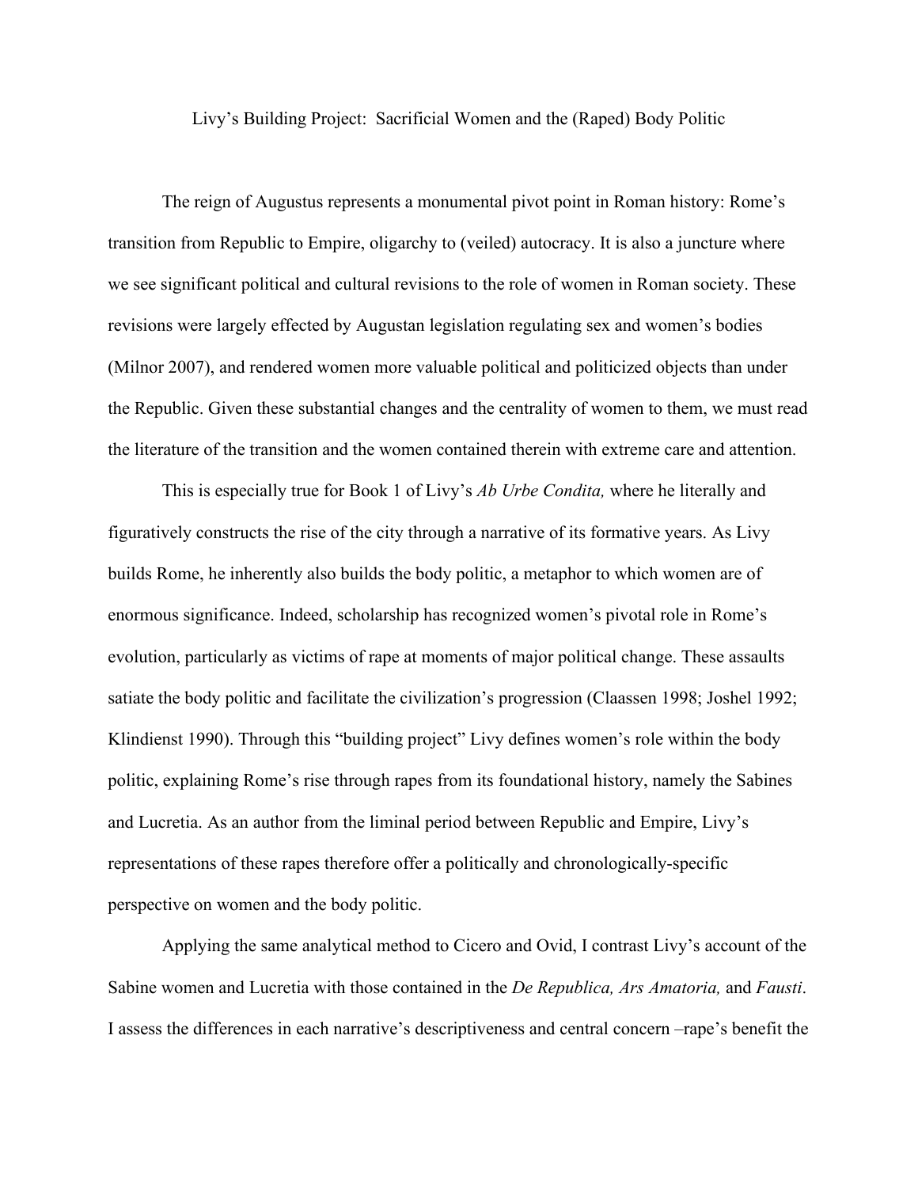# Livy's Building Project: Sacrificial Women and the (Raped) Body Politic

The reign of Augustus represents a monumental pivot point in Roman history: Rome's transition from Republic to Empire, oligarchy to (veiled) autocracy. It is also a juncture where we see significant political and cultural revisions to the role of women in Roman society. These revisions were largely effected by Augustan legislation regulating sex and women's bodies (Milnor 2007), and rendered women more valuable political and politicized objects than under the Republic. Given these substantial changes and the centrality of women to them, we must read the literature of the transition and the women contained therein with extreme care and attention.

This is especially true for Book 1 of Livy's *Ab Urbe Condita,* where he literally and figuratively constructs the rise of the city through a narrative of its formative years. As Livy builds Rome, he inherently also builds the body politic, a metaphor to which women are of enormous significance. Indeed, scholarship has recognized women's pivotal role in Rome's evolution, particularly as victims of rape at moments of major political change. These assaults satiate the body politic and facilitate the civilization's progression (Claassen 1998; Joshel 1992; Klindienst 1990). Through this "building project" Livy defines women's role within the body politic, explaining Rome's rise through rapes from its foundational history, namely the Sabines and Lucretia. As an author from the liminal period between Republic and Empire, Livy's representations of these rapes therefore offer a politically and chronologically-specific perspective on women and the body politic.

Applying the same analytical method to Cicero and Ovid, I contrast Livy's account of the Sabine women and Lucretia with those contained in the *De Republica, Ars Amatoria,* and *Fausti*. I assess the differences in each narrative's descriptiveness and central concern –rape's benefit the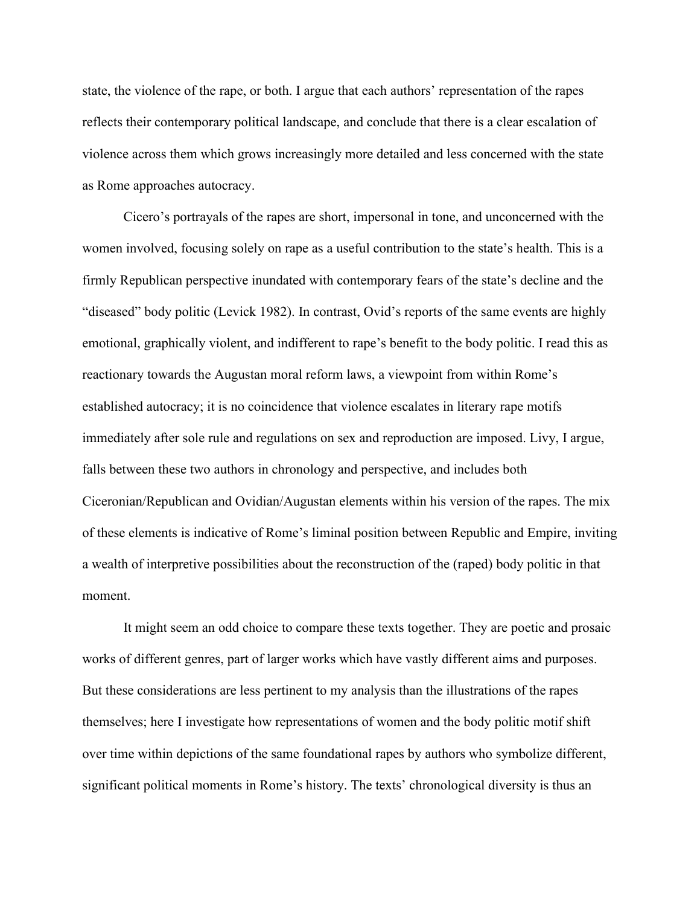state, the violence of the rape, or both. I argue that each authors' representation of the rapes reflects their contemporary political landscape, and conclude that there is a clear escalation of violence across them which grows increasingly more detailed and less concerned with the state as Rome approaches autocracy.

Cicero's portrayals of the rapes are short, impersonal in tone, and unconcerned with the women involved, focusing solely on rape as a useful contribution to the state's health. This is a firmly Republican perspective inundated with contemporary fears of the state's decline and the "diseased" body politic (Levick 1982). In contrast, Ovid's reports of the same events are highly emotional, graphically violent, and indifferent to rape's benefit to the body politic. I read this as reactionary towards the Augustan moral reform laws, a viewpoint from within Rome's established autocracy; it is no coincidence that violence escalates in literary rape motifs immediately after sole rule and regulations on sex and reproduction are imposed. Livy, I argue, falls between these two authors in chronology and perspective, and includes both Ciceronian/Republican and Ovidian/Augustan elements within his version of the rapes. The mix of these elements is indicative of Rome's liminal position between Republic and Empire, inviting a wealth of interpretive possibilities about the reconstruction of the (raped) body politic in that moment.

It might seem an odd choice to compare these texts together. They are poetic and prosaic works of different genres, part of larger works which have vastly different aims and purposes. But these considerations are less pertinent to my analysis than the illustrations of the rapes themselves; here I investigate how representations of women and the body politic motif shift over time within depictions of the same foundational rapes by authors who symbolize different, significant political moments in Rome's history. The texts' chronological diversity is thus an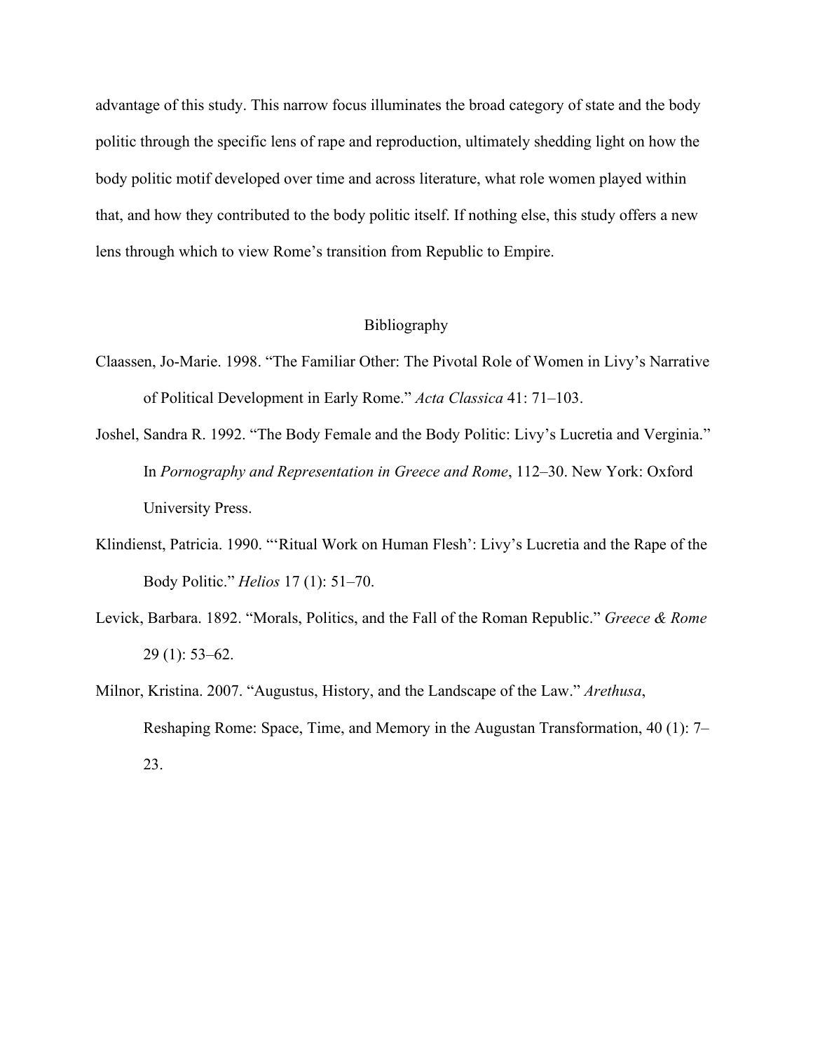advantage of this study. This narrow focus illuminates the broad category of state and the body politic through the specific lens of rape and reproduction, ultimately shedding light on how the body politic motif developed over time and across literature, what role women played within that, and how they contributed to the body politic itself. If nothing else, this study offers a new lens through which to view Rome's transition from Republic to Empire.

## Bibliography

Claassen, Jo-Marie. 1998. "The Familiar Other: The Pivotal Role of Women in Livy's Narrative of Political Development in Early Rome." *Acta Classica* 41: 71–103.

Joshel, Sandra R. 1992. "The Body Female and the Body Politic: Livy's Lucretia and Verginia." In *Pornography and Representation in Greece and Rome*, 112–30. New York: Oxford University Press.

Klindienst, Patricia. 1990. "'Ritual Work on Human Flesh': Livy's Lucretia and the Rape of the Body Politic." *Helios* 17 (1): 51–70.

Levick, Barbara. 1892. "Morals, Politics, and the Fall of the Roman Republic." *Greece & Rome* 29 (1): 53–62.

Milnor, Kristina. 2007. "Augustus, History, and the Landscape of the Law." *Arethusa*, Reshaping Rome: Space, Time, and Memory in the Augustan Transformation, 40 (1): 7–23.